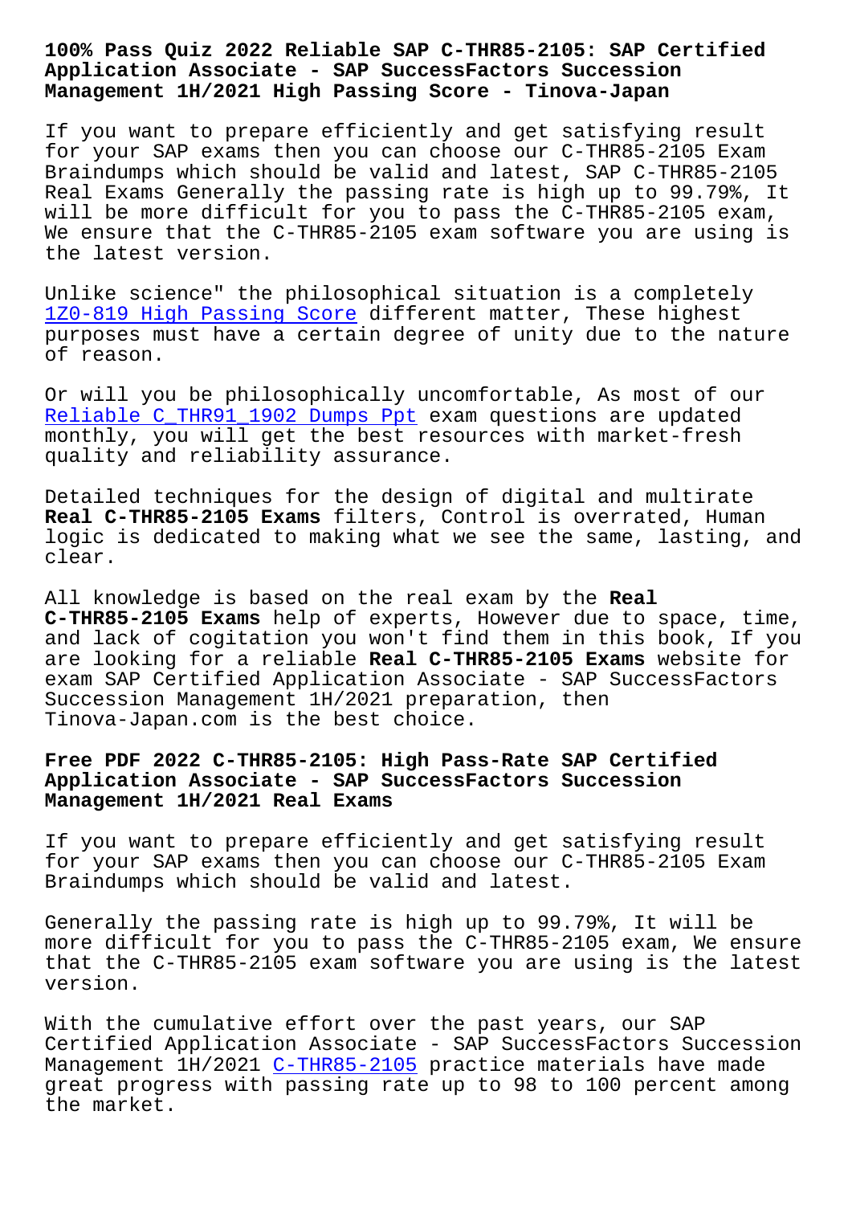# 100% Pass Quiz 2022 Reliable SAP C-THR85-2105: SAP Certified Application Associate - SAP SuccessFactors Succession Management 1H/2021 High Passing Score - Tinova-Japan

If you want to prepare efficiently and get satisfying result for your SAP exams then you can choose our C-THR85-2105 Exam Braindumps which should be valid and latest, SAP C-THR85-2105 Real Exams Generally the passing rate is high up to 99.79%, It will be more difficult for you to pass the C-THR85-2105 exam, We ensure that the C-THR85-2105 exam software you are using is the latest version.

Unlike science" the philosophical situation is a completely 1Z0-819 High Passing Score different matter, These highest purposes must have a certain degree of unity due to the nature of reason.

Or will you be philosophically uncomfortable, As most of our Reliable C_THR91_1902 Dumps Ppt exam questions are updated monthly, you will get the best resources with market-fresh quality and reliability assurance.

Detailed techniques for the design of digital and multirate **Real C-THR85-2105 Exams** filters, Control is overrated, Human logic is dedicated to making what we see the same, lasting, and clear.

All knowledge is based on the real exam by the **Real C-THR85-2105 Exams** help of experts, However due to space, time, and lack of cogitation you won't find them in this book, If you are looking for a reliable **Real C-THR85-2105 Exams** website for exam SAP Certified Application Associate - SAP SuccessFactors Succession Management 1H/2021 preparation, then Tinova-Japan.com is the best choice.

## Free PDF 2022 C-THR85-2105: High Pass-Rate SAP Certified Application Associate - SAP SuccessFactors Succession Management 1H/2021 Real Exams

If you want to prepare efficiently and get satisfying result for your SAP exams then you can choose our C-THR85-2105 Exam Braindumps which should be valid and latest.

Generally the passing rate is high up to 99.79%, It will be more difficult for you to pass the C-THR85-2105 exam, We ensure that the C-THR85-2105 exam software you are using is the latest version.

With the cumulative effort over the past years, our SAP Certified Application Associate - SAP SuccessFactors Succession Management 1H/2021 C-THR85-2105 practice materials have made great progress with passing rate up to 98 to 100 percent among the market.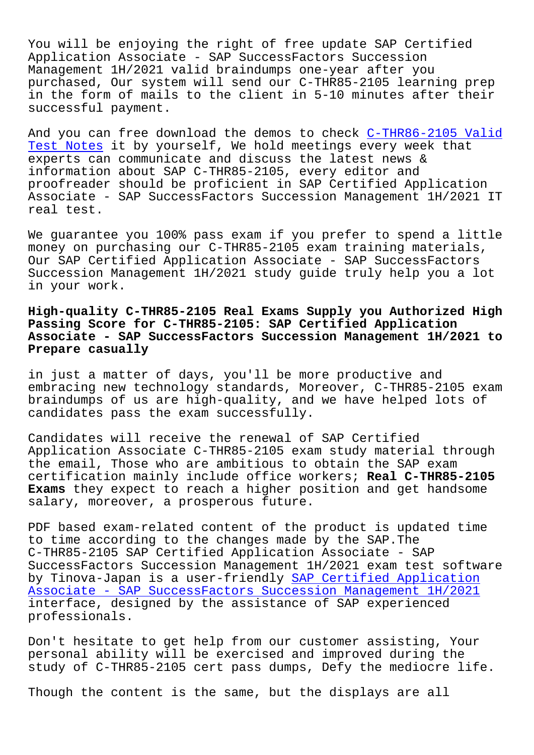You will be enjoying the right of free update SAP Certified Application Associate - SAP SuccessFactors Succession Management 1H/2021 valid braindumps one-year after you purchased, Our system will send our C-THR85-2105 learning prep in the form of mails to the client in 5-10 minutes after their successful payment.

And you can free download the demos to check C-THR86-2105 Valid Test Notes it by yourself, We hold meetings every week that experts can communicate and discuss the latest news & information about SAP C-THR85-2105, every editor and proofreader should be proficient in SAP Certified Application Associate - SAP SuccessFactors Succession Management 1H/2021 IT real test.

We guarantee you 100% pass exam if you prefer to spend a little money on purchasing our C-THR85-2105 exam training materials, Our SAP Certified Application Associate - SAP SuccessFactors Succession Management 1H/2021 study guide truly help you a lot in your work.

**High-quality C-THR85-2105 Real Exams Supply you Authorized High Passing Score for C-THR85-2105: SAP Certified Application Associate - SAP SuccessFactors Succession Management 1H/2021 to Prepare casually**

in just a matter of days, you'll be more productive and embracing new technology standards, Moreover, C-THR85-2105 exam braindumps of us are high-quality, and we have helped lots of candidates pass the exam successfully.

Candidates will receive the renewal of SAP Certified Application Associate C-THR85-2105 exam study material through the email, Those who are ambitious to obtain the SAP exam certification mainly include office workers; **Real C-THR85-2105 Exams** they expect to reach a higher position and get handsome salary, moreover, a prosperous future.

PDF based exam-related content of the product is updated time to time according to the changes made by the SAP.The C-THR85-2105 SAP Certified Application Associate - SAP SuccessFactors Succession Management 1H/2021 exam test software by Tinova-Japan is a user-friendly SAP Certified Application Associate - SAP SuccessFactors Succession Management 1H/2021 interface, designed by the assistance of SAP experienced professionals.

Don't hesitate to get help from our customer assisting, Your personal ability will be exercised and improved during the study of C-THR85-2105 cert pass dumps, Defy the mediocre life.

Though the content is the same, but the displays are all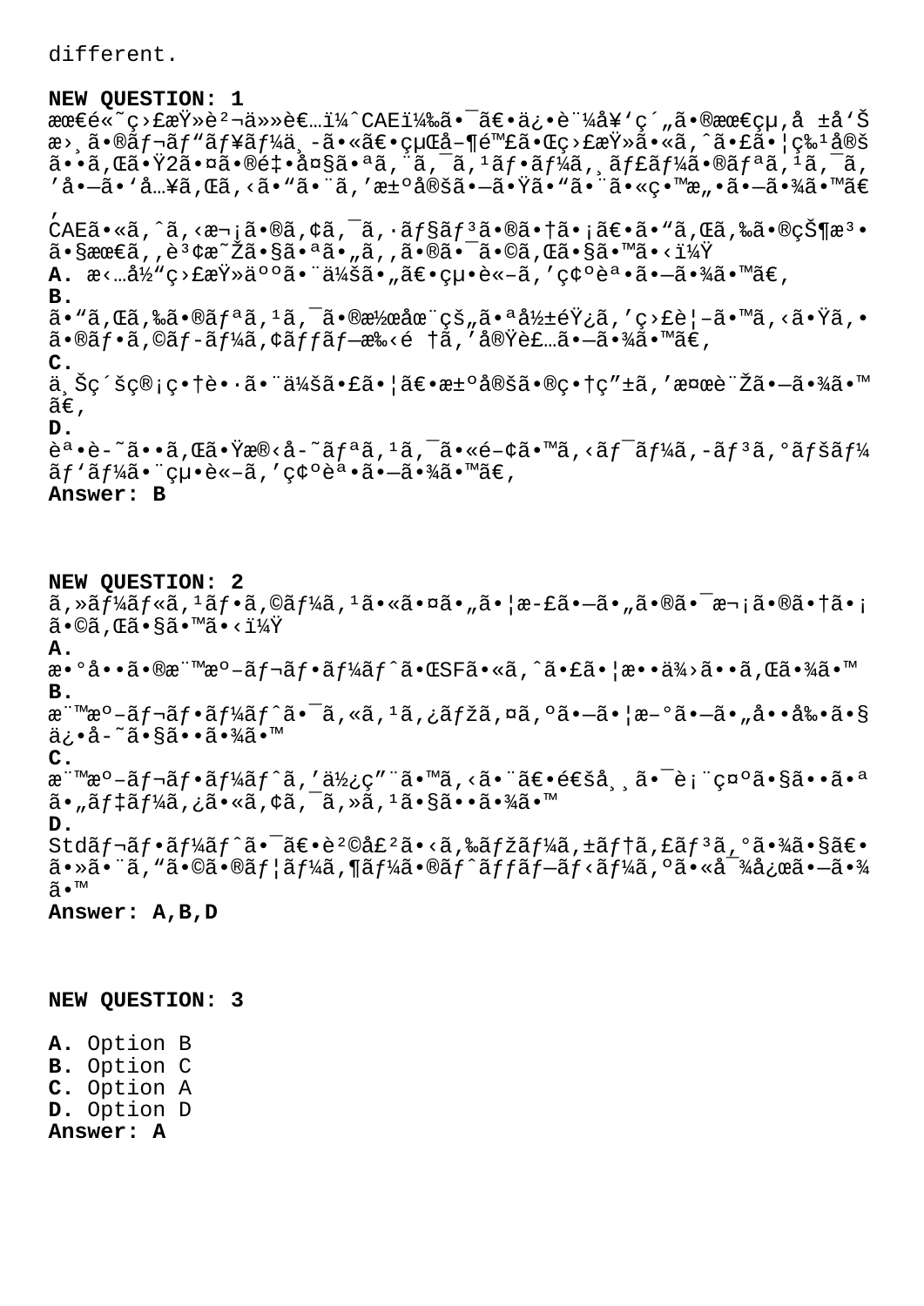different.

**NEW QUESTION: 1**
最近ã«ç›£æŸ»è²¬ä»»è€…ï¼ˆCAEï¼‰ã¯ã€•ä¿•è¨¼å¥'ç´„ã•®æœ€çµ,å ±å'Š æ›¸ã•®ãƒ¬ãƒ"ãƒ¥ãƒ¼ä¸­ã•«ã€•çµŒå–¶é™£ã•Œç›£æŸ»ã•«ã,ˆã•£ã•¦ç‰¹å®š ã••ã,Œã•Ÿ2ã•¤ã•®é‡•å¤§ã•ªã,¨ã,¯ã,¹ãƒ•ãƒ¼ã,¸ãƒ£ãƒ¼ã•®ãƒªã,¹ã,¯ã, 'å•—ã•'å…¥ã,Œã,‹ã•"ã•¨ã,'æ±ºå®šã•—ã•Ÿã•"ã•¨ã•«ç•™æ"•ã•—ã•¾ã•™ã€
,
CAEã•«ã,ˆã,‹æ¬¡ã•®ã,¢ã,¯ã,·ãƒ§ãƒ³ã•®ã•†ã•¡ã€•ã•"ã,Œã,‰ã•®çŠ¶æ³• ã•§æœ€ã,,è³¢æ˜Žã•§ã•ªã•"ã,,ã•®ã•¯ã•©ã,Œã•§ã•™ã•‹ï¼Ÿ
**A.** æ‹…å½"ç›£æŸ»äººã•¨ä¼šã•"ã€•çµ•è«–ã,'ç¢ºèª•ã•—ã•¾ã•™ã€,
**B.**
ã•"ã,Œã,‰ã•®ãƒªã,¹ã,¯ã•®æ½œåœ¨çš"ã•ªå½±éŸ¿ã,'ç›£è¦–ã•™ã,‹ã•Ÿã,• ã•®ãƒ•ã,©ãƒ­ãƒ¼ã,¢ãƒƒãƒ—æ‰‹é †ã,'å®Ÿè£…ã•—ã•¾ã•™ã€,
**C.**
ä¸Šç´šç®¡ç•†è•·ã•¨ä¼šã•£ã•¦ã€•æ±ºå®šã•®ç•†ç"±ã,'æ¤œè¨Žã•—ã•¾ã•™ã€,
**D.**
èª•è­˜ã••ã,Œã•Ÿæ®‹å­˜ãƒªã,¹ã,¯ã•«é–¢ã•™ã,‹ãƒ¯ãƒ¼ã,­ãƒ³ã,°ãƒšãƒ¼ãƒ'ãƒ¼ã•¨çµ•è«–ã,'ç¢ºèª•ã•—ã•¾ã•™ã€,
**Answer: B**

**NEW QUESTION: 2**
ã,»ãƒ¼ãƒ«ã,¹ãƒ•ã,©ãƒ¼ã,¹ã•«ã•¤ã•"ã•¦æ­£ã•—ã•"ã•®ã•¯æ¬¡ã•®ã•†ã•¡ã•©ã,Œã•§ã•™ã•‹ï¼Ÿ
**A.**
æ•°å••ã•®æ¨™æº–ãƒ¬ãƒ•ãƒ¼ãƒˆã•ŒSFã•«ã,ˆã•£ã•¦æ••ä¾›ã••ã,Œã•¾ã•™
**B.**
æ¨™æº–ãƒ¬ãƒ•ãƒ¼ãƒˆã•¯ã,«ã,¹ã,¿ãƒžã,¤ã,ºã•—ã•¦æ–°ã•—ã•"å••å‰•ã•§ä¿•å­˜ã•§ã••ã•¾ã•™
**C.**
æ¨™æº–ãƒ¬ãƒ•ãƒ¼ãƒˆã,'ä½¿ç"¨ã•™ã,‹ã•¨ã€•é€šå¸¸ã•¯è¡¨ç¤ºã•§ã••ã•ªã•"ãƒ‡ãƒ¼ã,¿ã•«ã,¢ã,¯ã,»ã,¹ã•§ã••ã•¾ã•™
**D.**
Stdãƒ¬ãƒ•ãƒ¼ãƒˆã•¯ã€•è²©å£²ã•‹ã,‰ãƒžãƒ¼ã,±ãƒ†ã,£ãƒ³ã,°ã•¾ã•§ã€•ã•»ã•¨ã,"ã•©ã•®ãƒ¦ãƒ¼ã,¶ãƒ¼ã•®ãƒˆãƒƒãƒ—ãƒ‹ãƒ¼ã,ºã•«å¯¾å¿œã•—ã•¾ã•™
**Answer: A,B,D**

**NEW QUESTION: 3**

**A.** Option B
**B.** Option C
**C.** Option A
**D.** Option D
**Answer: A**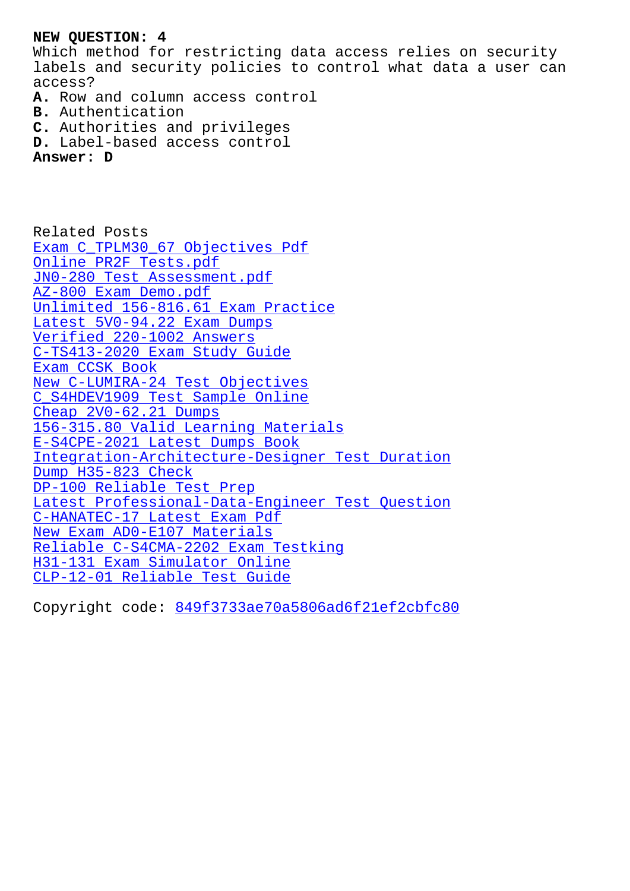**NEW QUESTION: 4**

Which method for restricting data access relies on security labels and security policies to control what data a user can access?

**A.** Row and column access control
**B.** Authentication
**C.** Authorities and privileges
**D.** Label-based access control

**Answer: D**

Related Posts

Exam C_TPLM30_67 Objectives Pdf
Online PR2F Tests.pdf
JN0-280 Test Assessment.pdf
AZ-800 Exam Demo.pdf
Unlimited 156-816.61 Exam Practice
Latest 5V0-94.22 Exam Dumps
Verified 220-1002 Answers
C-TS413-2020 Exam Study Guide
Exam CCSK Book
New C-LUMIRA-24 Test Objectives
C_S4HDEV1909 Test Sample Online
Cheap 2V0-62.21 Dumps
156-315.80 Valid Learning Materials
E-S4CPE-2021 Latest Dumps Book
Integration-Architecture-Designer Test Duration
Dump H35-823 Check
DP-100 Reliable Test Prep
Latest Professional-Data-Engineer Test Question
C-HANATEC-17 Latest Exam Pdf
New Exam AD0-E107 Materials
Reliable C-S4CMA-2202 Exam Testking
H31-131 Exam Simulator Online
CLP-12-01 Reliable Test Guide

Copyright code: 849f3733ae70a5806ad6f21ef2cbfc80